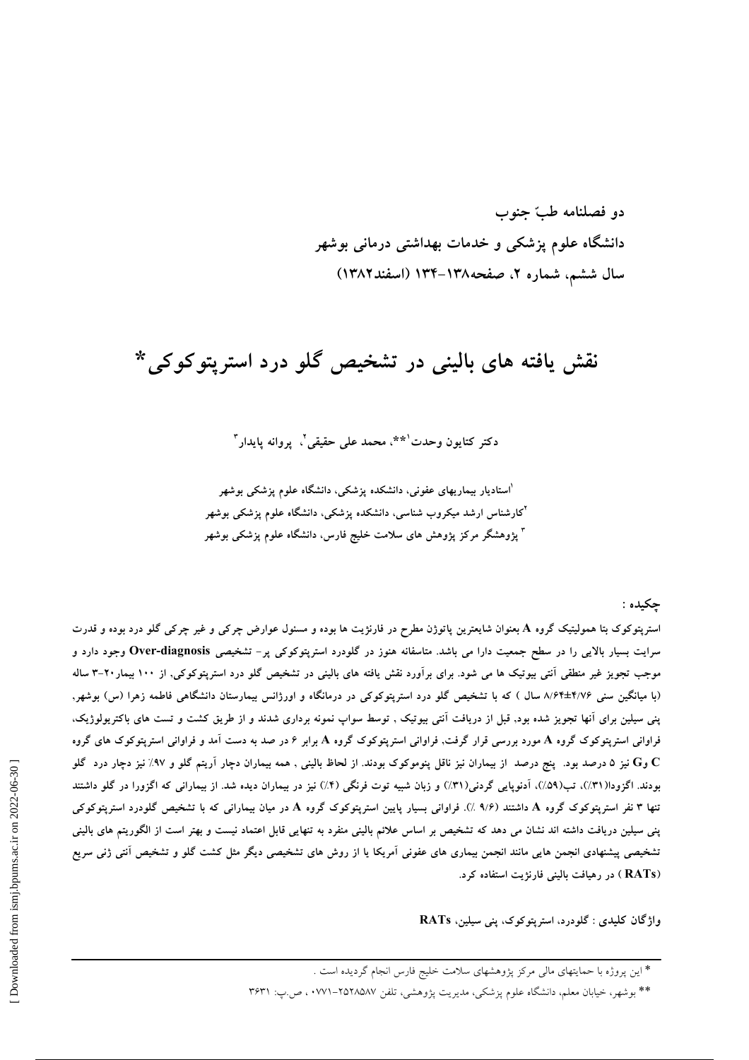دو فصلنامه طبّ جنوب
دانشگاه علوم پزشکی و خدمات بهداشتی درمانی بوشهر
سال ششم، شماره ۲، صفحه۱۳۸-۱۳۴ (اسفند۱۳۸۲)

# نقش یافته های بالینی در تشخیص گلو درد استرپتوکوکی*

دکتر کتایون وحدت[۱]**، محمد علی حقیقی[۲]، پروانه پایدار[۳]

[۱]استادیار بیماریهای عفونی، دانشکده پزشکی، دانشگاه علوم پزشکی بوشهر
[۲]کارشناس ارشد میکروب شناسی، دانشکده پزشکی، دانشگاه علوم پزشکی بوشهر
[۳] پژوهشگر مرکز پژوهش های سلامت خلیج فارس، دانشگاه علوم پزشکی بوشهر

## چکیده :

استرپتوکوک بتا همولیتیک گروه A بعنوان شایعترین پاتوژن مطرح در فارنژیت ها بوده و مسئول عوارض چرکی و غیر چرکی گلو درد بوده و قدرت سرایت بسیار بالایی را در سطح جمعیت دارا می باشد. متاسفانه هنوز در گلودرد استرپتوکوکی پر- تشخیصی Over-diagnosis وجود دارد و موجب تجویز غیر منطقی آنتی بیوتیک ها می شود. برای برآورد نقش یافته های بالینی در تشخیص گلو درد استرپتوکوکی، از ۱۰۰ بیمار۲۰-۳ ساله (با میانگین سنی ۸/۶۴±۴/۷۶ سال ) که با تشخیص گلو درد استرپتوکوکی در درمانگاه و اورژانس بیمارستان دانشگاهی فاطمه زهرا (س) بوشهر، پنی سیلین برای آنها تجویز شده بود، قبل از دریافت آنتی بیوتیک ، توسط سواپ نمونه برداری شدند و از طریق کشت و تست های باکتریولوژیک، فراوانی استرپتوکوک گروه A مورد بررسی قرار گرفت. فراوانی استرپتوکوک گروه A برابر ۶ در صد به دست آمد و فراوانی استرپتوکوک های گروه C وG نیز ۵ درصد بود. پنج درصد از بیماران نیز ناقل پنوموکوک بودند. از لحاظ بالینی , همه بیماران دچار آریتم گلو و ۹۷٪ نیز دچار درد گلو بودند. اگزودا(۳۱٪)، تب(۵۹٪)، آدنوپایی گردنی(۳۱٪) و زبان شبیه توت فرنگی (۴٪) نیز در بیماران دیده شد. از بیمارانی که اگزورا در گلو داشتند تنها ۳ نفر استرپتوکوک گروه A داشتند (۹/۶ ٪). فراوانی بسیار پایین استرپتوکوک گروه A در میان بیمارانی که با تشخیص گلودرد استرپتوکوکی پنی سیلین دریافت داشته اند نشان می دهد که تشخیص بر اساس علائم بالینی منفرد به تنهایی قابل اعتماد نیست و بهتر است از الگوریتم های بالینی تشخیصی پیشنهادی انجمن هایی مانند انجمن بیماری های عفونی آمریکا یا از روش های تشخیصی دیگر مثل کشت گلو و تشخیص آنتی ژنی سریع (RATs ) در رهیافت بالینی فارنژیت استفاده کرد.

**واژگان کلیدی :** گلودرد، استرپتوکوک، پنی سیلین، RATs

---

* این پروژه با حمایتهای مالی مرکز پژوهشهای سلامت خلیج فارس انجام گردیده است .

** بوشهر، خیابان معلم، دانشگاه علوم پزشکی، مدیریت پژوهشی، تلفن ۲۵۲۸۵۸۷-۰۷۷۱ ، ص.پ: ۳۶۳۱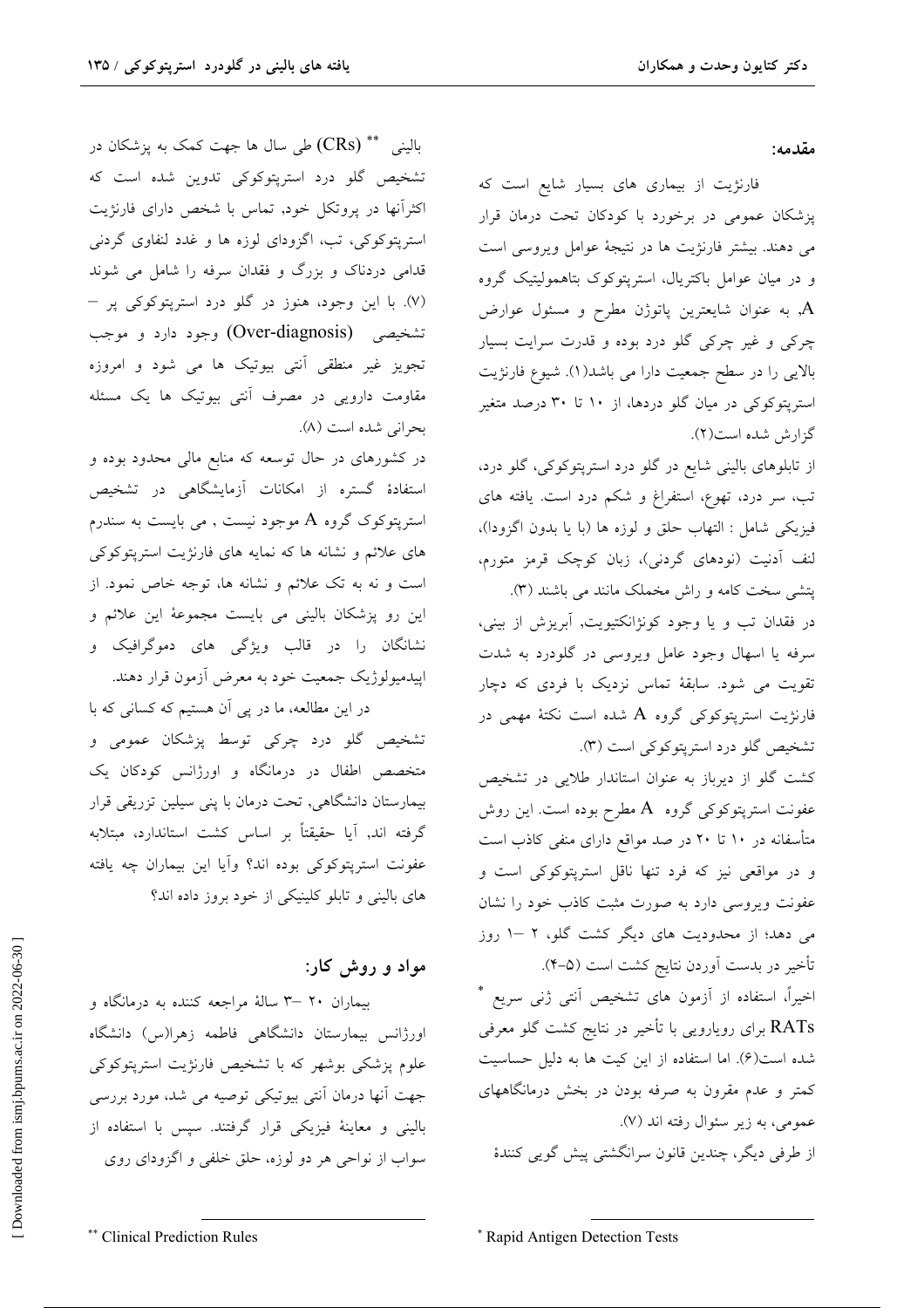## مقدمه:

فارنژیت از بیماری های بسیار شایع است که پزشکان عمومی در برخورد با کودکان تحت درمان قرار می دهند. بیشتر فارنژیت ها در نتیجهٔ عوامل ویروسی است و در میان عوامل باکتریال، استرپتوکوک بتاهمولیتیک گروه A, به عنوان شایعترین پاتوژن مطرح و مسئول عوارض چرکی و غیر چرکی گلو درد بوده و قدرت سرایت بسیار بالایی را در سطح جمعیت دارا می باشد(۱). شیوع فارنژیت استرپتوکوکی در میان گلو دردها، از ۱۰ تا ۳۰ درصد متغیر گزارش شده است(۲).

از تابلوهای بالینی شایع در گلو درد استرپتوکوکی، گلو درد، تب، سر درد، تهوع، استفراغ و شکم درد است. یافته های فیزیکی شامل : التهاب حلق و لوزه ها (با یا بدون اگزودا)، لنف آدنیت (نودهای گردنی)، زبان کوچک قرمز متورم، پتشی سخت کامه و راش مخملک مانند می باشند (۳).

در فقدان تب و یا وجود کونژانکتیویت, آبریزش از بینی، سرفه یا اسهال وجود عامل ویروسی در گلودرد به شدت تقویت می شود. سابقهٔ تماس نزدیک با فردی که دچار فارنژیت استرپتوکوکی گروه A شده است نکتهٔ مهمی در تشخیص گلو درد استرپتوکوکی است (۳).

کشت گلو از دیرباز به عنوان استاندار طلایی در تشخیص عفونت استرپتوکوکی گروه A مطرح بوده است. این روش متأسفانه در ۱۰ تا ۲۰ در صد مواقع دارای منفی کاذب است و در مواقعی نیز که فرد تنها ناقل استرپتوکوکی است و عفونت ویروسی دارد به صورت مثبت کاذب خود را نشان می دهد؛ از محدودیت های دیگر کشت گلو، ۲ –۱ روز تأخیر در بدست آوردن نتایج کشت است (۵-۴).

اخیراً، استفاده از آزمون های تشخیص آنتی ژنی سریع * RATs برای رویارویی با تأخیر در نتایج کشت گلو معرفی شده است(۶). اما استفاده از این کیت ها به دلیل حساسیت کمتر و عدم مقرون به صرفه بودن در بخش درمانگاههای عمومی، به زیر سئوال رفته اند (۷).

از طرفی دیگر، چندین قانون سرانگشتی پیش گویی کنندهٔ بالینی ** (CRs) طی سال ها جهت کمک به پزشکان در تشخیص گلو درد استرپتوکوکی تدوین شده است که اکثرآنها در پروتکل خود, تماس با شخص دارای فارنژیت استرپتوکوکی، تب، اگزودای لوزه ها و غدد لنفاوی گردنی قدامی دردناک و بزرگ و فقدان سرفه را شامل می شوند (۷). با این وجود، هنوز در گلو درد استرپتوکوکی پر – تشخیصی (Over-diagnosis) وجود دارد و موجب تجویز غیر منطقی آنتی بیوتیک ها می شود و امروزه مقاومت دارویی در مصرف آنتی بیوتیک ها یک مسئله بحرانی شده است (۸).

در کشورهای در حال توسعه که منابع مالی محدود بوده و استفادهٔ گستره از امکانات آزمایشگاهی در تشخیص استرپتوکوک گروه A موجود نیست , می بایست به سندرم های علائم و نشانه ها که نمایه های فارنژیت استرپتوکوکی است و نه به تک علائم و نشانه ها، توجه خاص نمود. از این رو پزشکان بالینی می بایست مجموعهٔ این علائم و نشانگان را در قالب ویژگی های دموگرافیک و اپیدمیولوژیک جمعیت خود به معرض آزمون قرار دهند.

در این مطالعه، ما در پی آن هستیم که کسانی که با تشخیص گلو درد چرکی توسط پزشکان عمومی و متخصص اطفال در درمانگاه و اورژانس کودکان یک بیمارستان دانشگاهی, تحت درمان با پنی سیلین تزریقی قرار گرفته اند, آیا حقیقتاً بر اساس کشت استاندارد، مبتلابه عفونت استرپتوکوکی بوده اند؟ وآیا این بیماران چه یافته های بالینی و تابلو کلینیکی از خود بروز داده اند؟

## مواد و روش کار:

بیماران ۲۰ –۳ سالهٔ مراجعه کننده به درمانگاه و اورژانس بیمارستان دانشگاهی فاطمه زهرا(س) دانشگاه علوم پزشکی بوشهر که با تشخیص فارنژیت استرپتوکوکی جهت آنها درمان آنتی بیوتیکی توصیه می شد، مورد بررسی بالینی و معاینهٔ فیزیکی قرار گرفتند. سپس با استفاده از سواب از نواحی هر دو لوزه، حلق خلفی و اگزودای روی

---

* Rapid Antigen Detection Tests

** Clinical Prediction Rules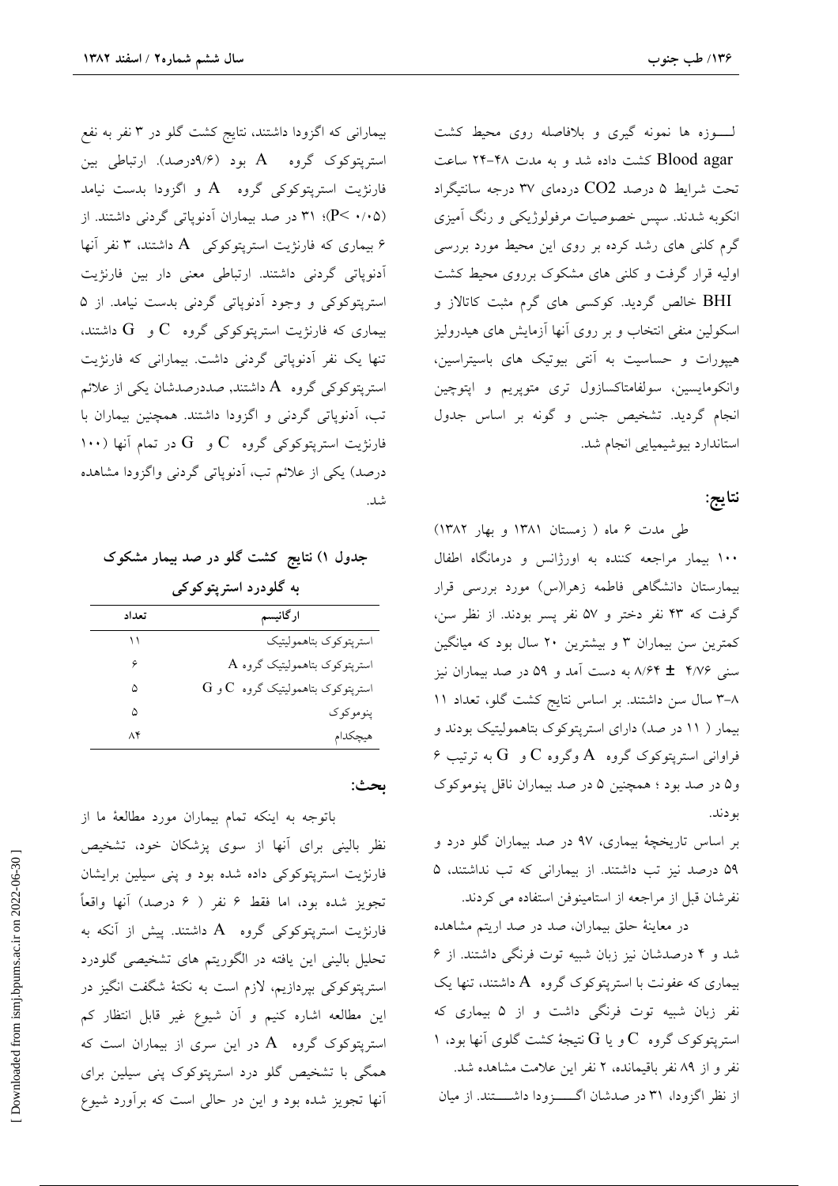لـــوزه ها نمونه گیری و بلافاصله روی محیط کشت Blood agar کشت داده شد و به مدت ۴۸-۲۴ ساعت تحت شرایط ۵ درصد $CO_2$ دردمای ۳۷ درجه سانتیگراد انکوبه شدند. سپس خصوصیات مرفولوژیکی و رنگ آمیزی گرم کلنی های رشد کرده بر روی این محیط مورد بررسی اولیه قرار گرفت و کلنی های مشکوک برروی محیط کشت BHI خالص گردید. کوکسی های گرم مثبت کاتالاز و اسکولین منفی انتخاب و بر روی آنها آزمایش های هیدرولیز هیپورات و حساسیت به آنتی بیوتیک های باسیتراسین، وانکومایسین، سولفامتاکسازول تری متوپریم و اپتوچین انجام گردید. تشخیص جنس و گونه بر اساس جدول استاندارد بیوشیمیایی انجام شد.

## نتایج:

طی مدت ۶ ماه ( زمستان ۱۳۸۱ و بهار ۱۳۸۲) ۱۰۰ بیمار مراجعه کننده به اورژانس و درمانگاه اطفال بیمارستان دانشگاهی فاطمه زهرا(س) مورد بررسی قرار گرفت که ۴۳ نفر دختر و ۵۷ نفر پسر بودند. از نظر سن، کمترین سن بیماران ۳ و بیشترین ۲۰ سال بود که میانگین سنی ۴/۷۶ ± ۸/۶۴ به دست آمد و ۵۹ در صد بیماران نیز ۸-۳ سال سن داشتند. بر اساس نتایج کشت گلو، تعداد ۱۱ بیمار ( ۱۱ در صد) دارای استرپتوکوک بتاهمولیتیک بودند و فراوانی استرپتوکوک گروه A وگروه C و G به ترتیب ۶ و۵ در صد بود ؛ همچنین ۵ در صد بیماران ناقل پنوموکوک بودند.

بر اساس تاریخچهٔ بیماری، ۹۷ در صد بیماران گلو درد و ۵۹ درصد نیز تب داشتند. از بیمارانی که تب نداشتند، ۵ نفرشان قبل از مراجعه از استامینوفن استفاده می کردند.

در معاینهٔ حلق بیماران، صد در صد اریتم مشاهده شد و ۴ درصدشان نیز زبان شبیه توت فرنگی داشتند. از ۶ بیماری که عفونت با استرپتوکوک گروه A داشتند، تنها یک نفر زبان شبیه توت فرنگی داشت و از ۵ بیماری که استرپتوکوک گروه C و یا G نتیجهٔ کشت گلوی آنها بود، ۱ نفر و از ۸۹ نفر باقیمانده، ۲ نفر این علامت مشاهده شد.

از نظر اگزودا، ۳۱ در صدشان اگـــــزودا داشـــــتند. از میان بیمارانی که اگزودا داشتند، نتایج کشت گلو در ۳ نفر به نفع استرپتوکوک گروه A بود (۹/۶درصد). ارتباطی بین فارنژیت استرپتوکوکی گروه A و اگزودا بدست نیامد (P< ۰/۰۵)؛ ۳۱ در صد بیماران آدنوپاتی گردنی داشتند. از ۶ بیماری که فارنژیت استرپتوکوکی A داشتند، ۳ نفر آنها آدنوپاتی گردنی داشتند. ارتباطی معنی دار بین فارنژیت استرپتوکوکی و وجود آدنوپاتی گردنی بدست نیامد. از ۵ بیماری که فارنژیت استرپتوکوکی گروه C و G داشتند، تنها یک نفر آدنوپاتی گردنی داشت. بیمارانی که فارنژیت استرپتوکوکی گروه A داشتند, صددرصدشان یکی از علائم تب، آدنوپاتی گردنی و اگزودا داشتند. همچنین بیماران با فارنژیت استرپتوکوکی گروه C و G در تمام آنها (۱۰۰ درصد) یکی از علائم تب، آدنوپاتی گردنی واگزودا مشاهده شد.

**جدول ۱) نتایج کشت گلو در صد بیمار مشکوک به گلودرد استرپتوکوکی**

| ارگانیسم | تعداد |
|---|---|
| استرپتوکوک بتاهمولیتیک | ۱۱ |
| استرپتوکوک بتاهمولیتیک گروه A | ۶ |
| استرپتوکوک بتاهمولیتیک گروه C و G | ۵ |
| پنوموکوک | ۵ |
| هیچکدام | ۸۴ |

## بحث:

باتوجه به اینکه تمام بیماران مورد مطالعهٔ ما از نظر بالینی برای آنها از سوی پزشکان خود، تشخیص فارنژیت استرپتوکوکی داده شده بود و پنی سیلین برایشان تجویز شده بود، اما فقط ۶ نفر ( ۶ درصد) آنها واقعاً فارنژیت استرپتوکوکی گروه A داشتند. پیش از آنکه به تحلیل بالینی این یافته در الگوریتم های تشخیصی گلودرد استرپتوکوکی بپردازیم، لازم است به نکتهٔ شگفت انگیز در این مطالعه اشاره کنیم و آن شیوع غیر قابل انتظار کم استرپتوکوک گروه A در این سری از بیماران است که همگی با تشخیص گلو درد استرپتوکوک پنی سیلین برای آنها تجویز شده بود و این در حالی است که برآورد شیوع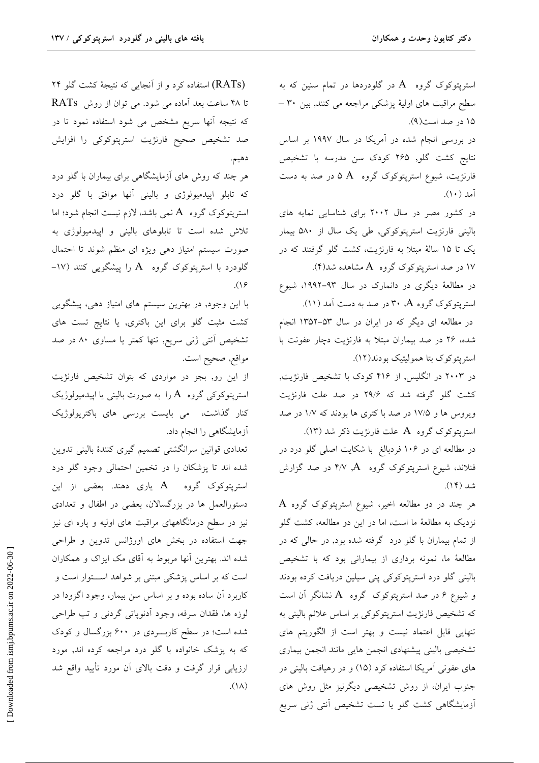استرپتوکوک گروه A در گلودردها در تمام سنین که به سطح مراقبت های اولیهٔ پزشکی مراجعه می کنند, بین ۳۰ – ۱۵ در صد است(۹).

در بررسی انجام شده در آمریکا در سال ۱۹۹۷ بر اساس نتایج کشت گلو, ۲۶۵ کودک سن مدرسه با تشخیص فارنژیت، شیوع استرپتوکوک گروه A ۵ در صد به دست آمد (۱۰).

در کشور مصر در سال ۲۰۰۲ برای شناسایی نمایه های بالینی فارنژیت استرپتوکوکی, طی یک سال از ۵۸۰ بیمار یک تا ۱۵ سالهٔ مبتلا به فارنژیت، کشت گلو گرفتند که در ۱۷ در صد استرپتوکوک گروه A مشاهده شد(۴).

در مطالعهٔ دیگری در دانمارک در سال ۹۳-۱۹۹۲، شیوع استرپتوکوک گروه A، ۳۰ در صد به دست آمد (۱۱).

در مطالعه ای که دیگر که در ایران در سال ۵۳-۱۳۵۲ انجام شده، ۲۶ در صد بیماران مبتلا به فارنژیت دچار عفونت با استرپتوکوک بتا همولیتیک بودند(۱۲).

در ۲۰۰۳ در انگلیس, از ۴۱۶ کودک با تشخیص فارنژیت, کشت گلو گرفته شد که ۲۹/۶ در صد علت فارنژیت ویروس ها و ۱۷/۵ در صد باکتری ها بودند که ۱/۷ در صد استرپتوکوک گروه A علت فارنژیت ذکر شد (۱۳).

در مطالعه ای در ۱۰۶ فردبالغ با شکایت اصلی گلو درد در فنلاند، شیوع استرپتوکوک گروه A, ۴/۷ در صد گزارش شد (۱۴).

هر چند در دو مطالعه اخیر، شیوع استرپتوکوک گروه A نزدیک به مطالعهٔ ما است، اما در این دو مطالعه، کشت گلو از تمام بیماران با گلو درد گرفته شده بود, در حالی که در مطالعهٔ ما، نمونه برداری از بیمارانی بود که با تشخیص بالینی گلو درد استرپتوکوکی پنی سیلین دریافت کرده بودند و شیوع ۶ در صد استرپتوکوک گروه A نشانگر آن است که تشخیص فارنژیت استرپتوکوکی بر اساس علائم بالینی به تنهایی قابل اعتماد نیست و بهتر است از الگوریتم های تشخیصی بالینی پیشنهادی انجمن هایی مانند انجمن بیماری های عفونی آمریکا استفاده کرد (۱۵) و در رهیافت بالینی در جنوب ایران، از روش تشخیصی دیگرنیز مثل روش های آزمایشگاهی کشت گلو یا تست تشخیص آنتی ژنی سریع (RATs) استفاده کرد و از آنجایی که نتیجهٔ کشت گلو ۲۴ تا ۴۸ ساعت بعد آماده می شود. می توان از روش RATs که نتیجه آنها سریع مشخص می شود استفاده نمود تا در صد تشخیص صحیح فارنژیت استرپتوکوکی را افزایش دهیم.

هر چند که روش های آزمایشگاهی برای بیماران با گلو درد که تابلو اپیدمیولوژی و بالینی آنها موافق با گلو درد استرپتوکوک گروه A نمی باشد، لازم نیست انجام شود؛ اما تلاش شده است تا تابلوهای بالینی و اپیدمیولوژی به صورت سیستم امتیاز دهی ویژه ای منظم شوند تا احتمال گلودرد با استرپتوکوک گروه A را پیشگویی کنند (۱۷-۱۶).

با این وجود, در بهترین سیستم های امتیاز دهی، پیشگویی کشت مثبت گلو برای این باکتری, یا نتایج تست های تشخیص آنتی ژنی سریع, تنها کمتر یا مساوی ۸۰ در صد مواقع, صحیح است.

از این رو, بجز در مواردی که بتوان تشخیص فارنژیت استرپتوکوکی گروه A را به صورت بالینی یا اپیدمیولوژیک کنار گذاشت، می بایست بررسی های باکتریولوژیک آزمایشگاهی را انجام داد.

تعدادی قوانین سرانگشتی تصمیم گیری کنندهٔ بالینی تدوین شده اند تا پزشکان را در تخمین احتمالی وجود گلو درد استرپتوکوک گروه A یاری دهند. بعضی از این دستورالعمل ها در بزرگسالان، بعضی در اطفال و تعدادی نیز در سطح درمانگاههای مراقبت های اولیه و پاره ای نیز جهت استفاده در بخش های اورژانس تدوین و طراحی شده اند. بهترین آنها مربوط به آقای مک ایزاک و همکاران است که بر اساس پزشکی مبتنی بر شواهد استوار است و کاربرد آن ساده بوده و بر اساس سن بیمار، وجود اگزودا در لوزه ها، فقدان سرفه، وجود آدنوپاتی گردنی و تب طراحی شده است؛ در سطح کاربردی در ۶۰۰ بزرگسال و کودک که به پزشک خانواده با گلو درد مراجعه کرده اند, مورد ارزیابی قرار گرفت و دقت بالای آن مورد تأیید واقع شد (۱۸).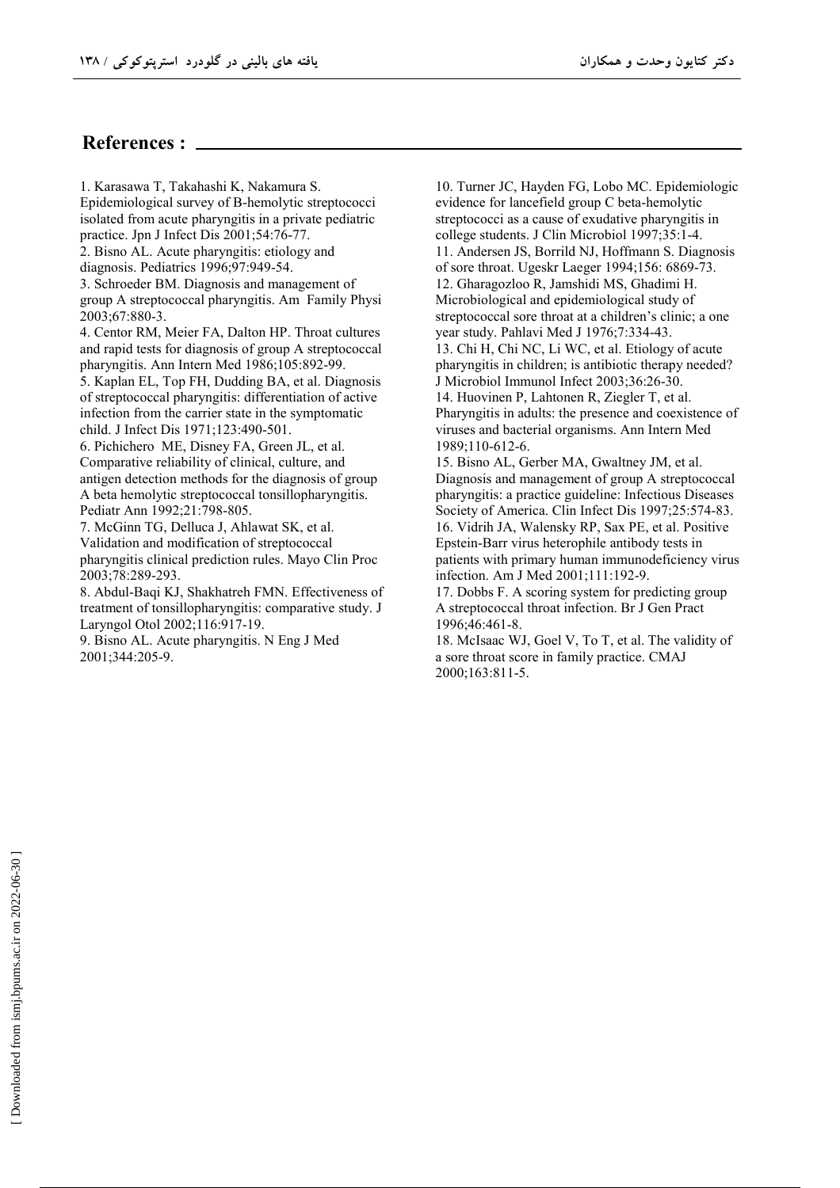## References :

1. Karasawa T, Takahashi K, Nakamura S. Epidemiological survey of B-hemolytic streptococci isolated from acute pharyngitis in a private pediatric practice. Jpn J Infect Dis 2001;54:76-77.
2. Bisno AL. Acute pharyngitis: etiology and diagnosis. Pediatrics 1996;97:949-54.
3. Schroeder BM. Diagnosis and management of group A streptococcal pharyngitis. Am Family Physi 2003;67:880-3.
4. Centor RM, Meier FA, Dalton HP. Throat cultures and rapid tests for diagnosis of group A streptococcal pharyngitis. Ann Intern Med 1986;105:892-99.
5. Kaplan EL, Top FH, Dudding BA, et al. Diagnosis of streptococcal pharyngitis: differentiation of active infection from the carrier state in the symptomatic child. J Infect Dis 1971;123:490-501.
6. Pichichero ME, Disney FA, Green JL, et al. Comparative reliability of clinical, culture, and antigen detection methods for the diagnosis of group A beta hemolytic streptococcal tonsillopharyngitis. Pediatr Ann 1992;21:798-805.
7. McGinn TG, Delluca J, Ahlawat SK, et al. Validation and modification of streptococcal pharyngitis clinical prediction rules. Mayo Clin Proc 2003;78:289-293.
8. Abdul-Baqi KJ, Shakhatreh FMN. Effectiveness of treatment of tonsillopharyngitis: comparative study. J Laryngol Otol 2002;116:917-19.
9. Bisno AL. Acute pharyngitis. N Eng J Med 2001;344:205-9.
10. Turner JC, Hayden FG, Lobo MC. Epidemiologic evidence for lancefield group C beta-hemolytic streptococci as a cause of exudative pharyngitis in college students. J Clin Microbiol 1997;35:1-4.
11. Andersen JS, Borrild NJ, Hoffmann S. Diagnosis of sore throat. Ugeskr Laeger 1994;156: 6869-73.
12. Gharagozloo R, Jamshidi MS, Ghadimi H. Microbiological and epidemiological study of streptococcal sore throat at a children's clinic; a one year study. Pahlavi Med J 1976;7:334-43.
13. Chi H, Chi NC, Li WC, et al. Etiology of acute pharyngitis in children; is antibiotic therapy needed? J Microbiol Immunol Infect 2003;36:26-30.
14. Huovinen P, Lahtonen R, Ziegler T, et al. Pharyngitis in adults: the presence and coexistence of viruses and bacterial organisms. Ann Intern Med 1989;110-612-6.
15. Bisno AL, Gerber MA, Gwaltney JM, et al. Diagnosis and management of group A streptococcal pharyngitis: a practice guideline: Infectious Diseases Society of America. Clin Infect Dis 1997;25:574-83.
16. Vidrih JA, Walensky RP, Sax PE, et al. Positive Epstein-Barr virus heterophile antibody tests in patients with primary human immunodeficiency virus infection. Am J Med 2001;111:192-9.
17. Dobbs F. A scoring system for predicting group A streptococcal throat infection. Br J Gen Pract 1996;46:461-8.
18. McIsaac WJ, Goel V, To T, et al. The validity of a sore throat score in family practice. CMAJ 2000;163:811-5.